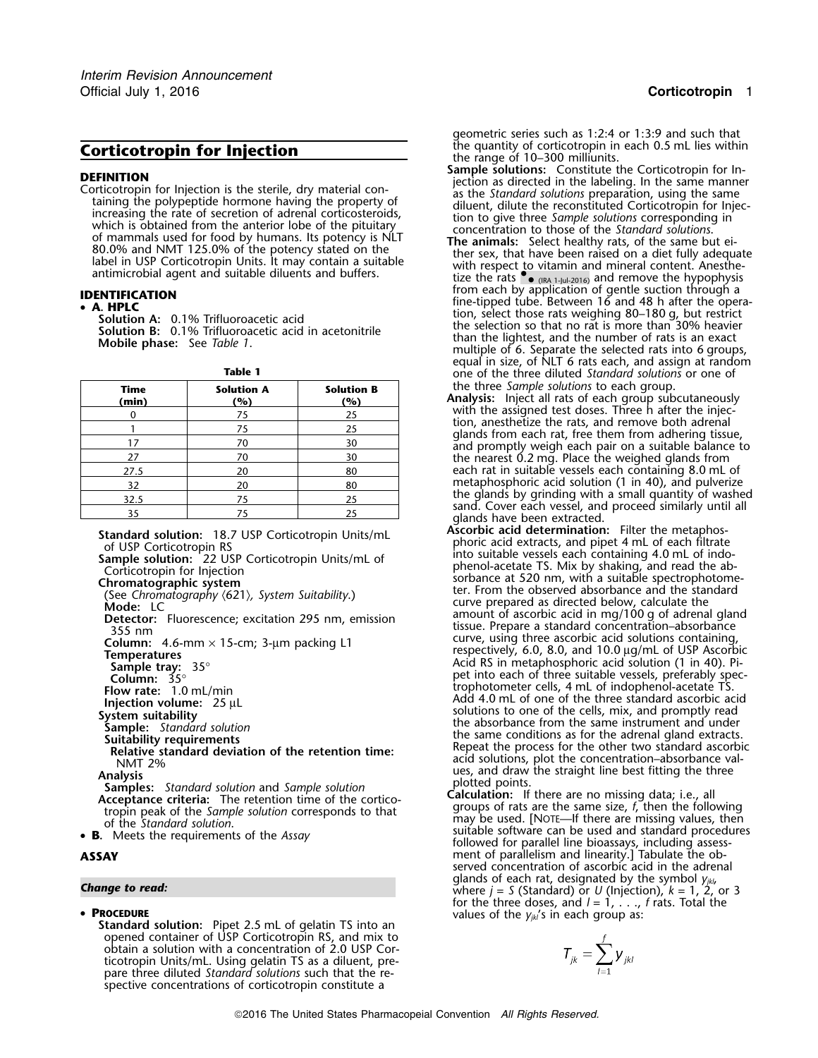# Corticotropin for Injection

**DEFINITION**

Corticotropin for Injection is the sterile, dry material containing the polypeptide hormone having the property of increasing the rate of secretion of adrenal corticosteroids, which is obtained from the anterior lobe of the pituitary of mammals used for food by humans. Its potency is NLT 80.0% and NMT 125.0% of the potency stated on the label in USP Corticotropin Units. It may contain a suitable antimicrobial agent and suitable diluents and buffers.

**IDENTIFICATION**

- **A. HPLC**

  **Solution A:** 0.1% Trifluoroacetic acid
  **Solution B:** 0.1% Trifluoroacetic acid in acetonitrile
  **Mobile phase:** See *Table 1*.

**Table 1**

| Time (min) | Solution A (%) | Solution B (%) |
|---|---|---|
| 0 | 75 | 25 |
| 1 | 75 | 25 |
| 17 | 70 | 30 |
| 27 | 70 | 30 |
| 27.5 | 20 | 80 |
| 32 | 20 | 80 |
| 32.5 | 75 | 25 |
| 35 | 75 | 25 |

  **Standard solution:** 18.7 USP Corticotropin Units/mL of USP Corticotropin RS
  **Sample solution:** 22 USP Corticotropin Units/mL of Corticotropin for Injection
  **Chromatographic system**
  (See *Chromatography* ⟨621⟩, *System Suitability*.)
  **Mode:** LC
  **Detector:** Fluorescence; excitation 295 nm, emission 355 nm
  **Column:** 4.6-mm × 15-cm; 3-µm packing L1
  **Temperatures**
  **Sample tray:** 35°
  **Column:** 35°
  **Flow rate:** 1.0 mL/min
  **Injection volume:** 25 µL
  **System suitability**
  **Sample:** *Standard solution*
  **Suitability requirements**
  **Relative standard deviation of the retention time:** NMT 2%
  **Analysis**
  **Samples:** *Standard solution* and *Sample solution*
  **Acceptance criteria:** The retention time of the corticotropin peak of the *Sample solution* corresponds to that of the *Standard solution*.

- **B.** Meets the requirements of the *Assay*

**ASSAY**

*Change to read:*

- **PROCEDURE**

  **Standard solution:** Pipet 2.5 mL of gelatin TS into an opened container of USP Corticotropin RS, and mix to obtain a solution with a concentration of 2.0 USP Corticotropin Units/mL. Using gelatin TS as a diluent, prepare three diluted *Standard solutions* such that the respective concentrations of corticotropin constitute a geometric series such as 1:2:4 or 1:3:9 and such that the quantity of corticotropin in each 0.5 mL lies within the range of 10–300 milliunits.

  **Sample solutions:** Constitute the Corticotropin for Injection as directed in the labeling. In the same manner as the *Standard solutions* preparation, using the same diluent, dilute the reconstituted Corticotropin for Injection to give three *Sample solutions* corresponding in concentration to those of the *Standard solutions*.

  **The animals:** Select healthy rats, of the same but either sex, that have been raised on a diet fully adequate with respect to vitamin and mineral content. Anesthetize the rats ●● (IRA 1-Jul-2016) and remove the hypophysis from each by application of gentle suction through a fine-tipped tube. Between 16 and 48 h after the operation, select those rats weighing 80–180 g, but restrict the selection so that no rat is more than 30% heavier than the lightest, and the number of rats is an exact multiple of 6. Separate the selected rats into 6 groups, equal in size, of NLT 6 rats each, and assign at random one of the three diluted *Standard solutions* or one of the three *Sample solutions* to each group.

  **Analysis:** Inject all rats of each group subcutaneously with the assigned test doses. Three h after the injection, anesthetize the rats, and remove both adrenal glands from each rat, free them from adhering tissue, and promptly weigh each pair on a suitable balance to the nearest 0.2 mg. Place the weighed glands from each rat in suitable vessels each containing 8.0 mL of metaphosphoric acid solution (1 in 40), and pulverize the glands by grinding with a small quantity of washed sand. Cover each vessel, and proceed similarly until all glands have been extracted.

  **Ascorbic acid determination:** Filter the metaphosphoric acid extracts, and pipet 4 mL of each filtrate into suitable vessels each containing 4.0 mL of indophenol-acetate TS. Mix by shaking, and read the absorbance at 520 nm, with a suitable spectrophotometer. From the observed absorbance and the standard curve prepared as directed below, calculate the amount of ascorbic acid in mg/100 g of adrenal gland tissue. Prepare a standard concentration–absorbance curve, using three ascorbic acid solutions containing, respectively, 6.0, 8.0, and 10.0 µg/mL of USP Ascorbic Acid RS in metaphosphoric acid solution (1 in 40). Pipet into each of three suitable vessels, preferably spectrophotometer cells, 4 mL of indophenol-acetate TS. Add 4.0 mL of one of the three standard ascorbic acid solutions to one of the cells, mix, and promptly read the absorbance from the same instrument and under the same conditions as for the adrenal gland extracts. Repeat the process for the other two standard ascorbic acid solutions, plot the concentration–absorbance values, and draw the straight line best fitting the three plotted points.

  **Calculation:** If there are no missing data; i.e., all groups of rats are the same size, $f$, then the following may be used. [NOTE—If there are missing values, then suitable software can be used and standard procedures followed for parallel line bioassays, including assessment of parallelism and linearity.] Tabulate the observed concentration of ascorbic acid in the adrenal glands of each rat, designated by the symbol $y_{jkl}$, where $j$ = $S$ (Standard) or $U$ (Injection), $k$ = 1, 2, or 3 for the three doses, and $l$ = 1, . . ., $f$ rats. Total the values of the $y_{jkl}$'s in each group as:

$$T_{jk} = \sum_{l=1}^{f} y_{jkl}$$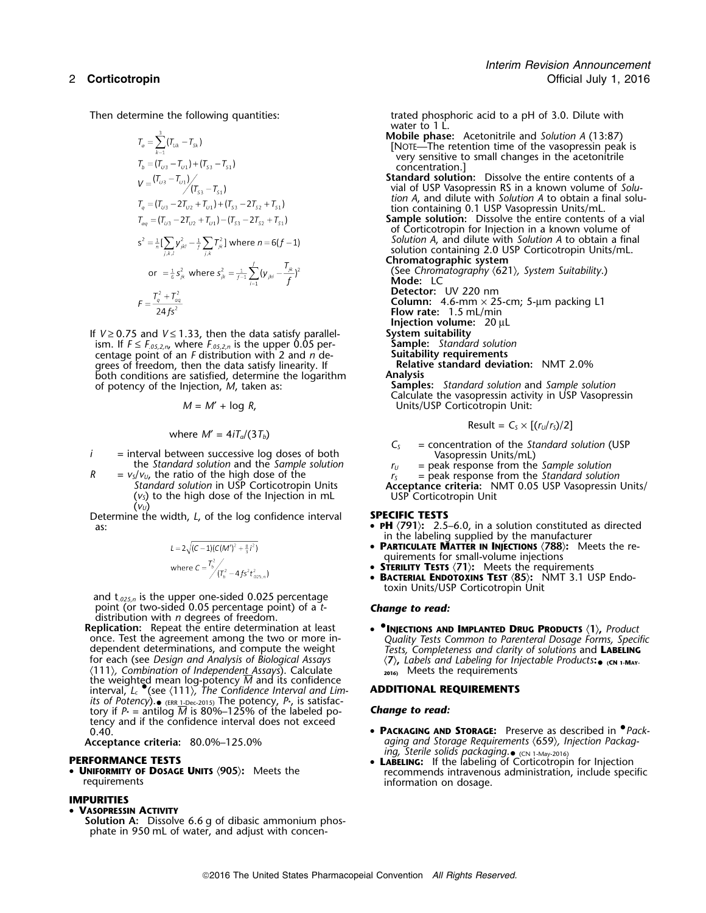Then determine the following quantities:

$$T_a = \sum_{k=1}^{3}(T_{Uk} - T_{Sk})$$

$$T_b = (T_{U3} - T_{U1}) + (T_{S3} - T_{S1})$$

$$V = (T_{U3} - T_{U1}) / (T_{S3} - T_{S1})$$

$$T_q = (T_{U3} - 2T_{U2} + T_{U1}) + (T_{S3} - 2T_{S2} + T_{S1})$$

$$T_{aq} = (T_{U3} - 2T_{U2} + T_{U1}) - (T_{S3} - 2T_{S2} + T_{S1})$$

$$s^2 = \frac{1}{n}\left[\sum_{j,k,l} y_{jkl}^2 - \frac{1}{f}\sum_{j,k} T_{jk}^2\right] \text{ where } n = 6(f-1)$$

$$\text{or } = \frac{1}{6}s_{jk}^2 \text{ where } s_{jk}^2 = \frac{1}{f-1}\sum_{i=1}^{f}\left(y_{jki} - \frac{T_{jk}}{f}\right)^2$$

$$F = \frac{T_q^2 + T_{aq}^2}{24fs^2}$$

If $V \geq 0.75$ and $V \leq 1.33$, then the data satisfy parallelism. If $F \leq F_{.05,2,n}$, where $F_{.05,2,n}$ is the upper 0.05 percentage point of an $F$ distribution with 2 and $n$ degrees of freedom, then the data satisfy linearity. If both conditions are satisfied, determine the logarithm of potency of the Injection, $M$, taken as:

$$M = M' + \log R,$$

where $M' = 4iT_a/(3T_b)$

$i$ = interval between successive log doses of both the *Standard solution* and the *Sample solution*

$R$ = $v_S/v_U$, the ratio of the high dose of the *Standard solution* in USP Corticotropin Units ($v_S$) to the high dose of the Injection in mL ($v_U$)

Determine the width, $L$, of the log confidence interval as:

$$L = 2\sqrt{(C-1)\left(C(M')^2 + \tfrac{8}{3}i^2\right)}$$

$$\text{where } C = T_b^2 / (T_b^2 - 4fs^2t_{.025,n}^2)$$

and $t_{.025,n}$ is the upper one-sided 0.025 percentage point (or two-sided 0.05 percentage point) of a $t$-distribution with $n$ degrees of freedom.

**Replication:** Repeat the entire determination at least once. Test the agreement among the two or more independent determinations, and compute the weight for each (see *Design and Analysis of Biological Assays* ⟨111⟩, *Combination of Independent Assays*). Calculate the weighted mean log-potency $\bar{M}$ and its confidence interval, $L_c$ •(see ⟨111⟩, *The Confidence Interval and Limits of Potency*).• (ERR 1-Dec-2015) The potency, $P_*$, is satisfactory if $P_*$ = antilog $\bar{M}$ is 80%–125% of the labeled potency and if the confidence interval does not exceed 0.40.

**Acceptance criteria:** 80.0%–125.0%

## PERFORMANCE TESTS

- **Uniformity of Dosage Units ⟨905⟩:** Meets the requirements

## IMPURITIES

- **Vasopressin Activity**

**Solution A:** Dissolve 6.6 g of dibasic ammonium phosphate in 950 mL of water, and adjust with concentrated phosphoric acid to a pH of 3.0. Dilute with water to 1 L.

**Mobile phase:** Acetonitrile and *Solution A* (13:87)
[Note—The retention time of the vasopressin peak is very sensitive to small changes in the acetonitrile concentration.]

**Standard solution:** Dissolve the entire contents of a vial of USP Vasopressin RS in a known volume of *Solution A*, and dilute with *Solution A* to obtain a final solution containing 0.1 USP Vasopressin Units/mL.

**Sample solution:** Dissolve the entire contents of a vial of Corticotropin for Injection in a known volume of *Solution A*, and dilute with *Solution A* to obtain a final solution containing 2.0 USP Corticotropin Units/mL.

**Chromatographic system**
(See *Chromatography* ⟨621⟩, *System Suitability*.)
**Mode:** LC
**Detector:** UV 220 nm
**Column:** 4.6-mm × 25-cm; 5-µm packing L1
**Flow rate:** 1.5 mL/min
**Injection volume:** 20 µL

**System suitability**
**Sample:** *Standard solution*
**Suitability requirements**
**Relative standard deviation:** NMT 2.0%

**Analysis**
**Samples:** *Standard solution* and *Sample solution*
Calculate the vasopressin activity in USP Vasopressin Units/USP Corticotropin Unit:

$$\text{Result} = C_S \times [(r_U/r_S)/2]$$

$C_S$ = concentration of the *Standard solution* (USP Vasopressin Units/mL)
$r_U$ = peak response from the *Sample solution*
$r_S$ = peak response from the *Standard solution*

**Acceptance criteria:** NMT 0.05 USP Vasopressin Units/USP Corticotropin Unit

## SPECIFIC TESTS

- **pH ⟨791⟩:** 2.5–6.0, in a solution constituted as directed in the labeling supplied by the manufacturer
- **Particulate Matter in Injections ⟨788⟩:** Meets the requirements for small-volume injections
- **Sterility Tests ⟨71⟩:** Meets the requirements
- **Bacterial Endotoxins Test ⟨85⟩:** NMT 3.1 USP Endotoxin Units/USP Corticotropin Unit

***Change to read:***

- •**Injections and Implanted Drug Products ⟨1⟩,** *Product Quality Tests Common to Parenteral Dosage Forms, Specific Tests, Completeness and clarity of solutions* and **Labeling ⟨7⟩,** *Labels and Labeling for Injectable Products*:• (CN 1-May-2016) Meets the requirements

## ADDITIONAL REQUIREMENTS

***Change to read:***

- **Packaging and Storage:** Preserve as described in •*Packaging and Storage Requirements* ⟨659⟩, *Injection Packaging, Sterile solids packaging*.• (CN 1-May-2016)
- **Labeling:** If the labeling of Corticotropin for Injection recommends intravenous administration, include specific information on dosage.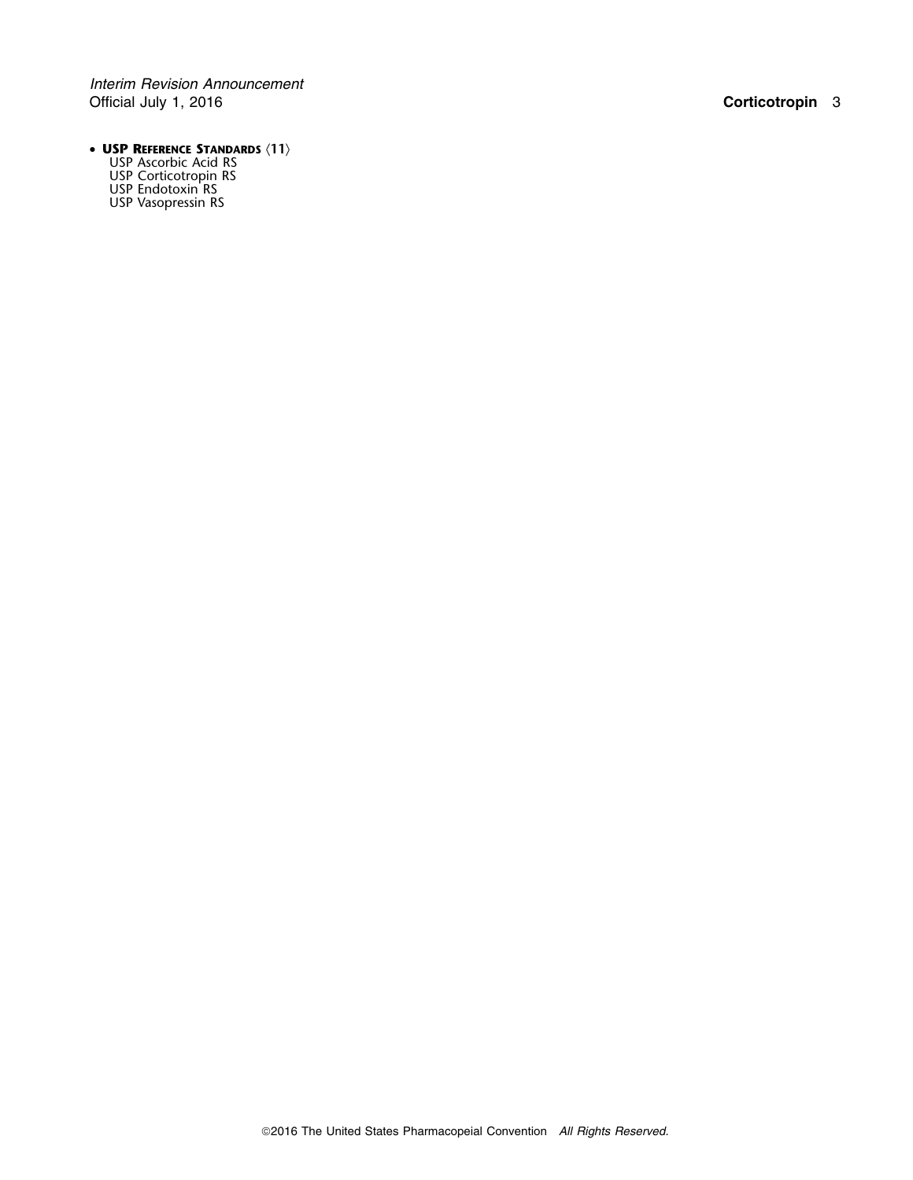- **USP Reference Standards** ⟨11⟩
  USP Ascorbic Acid RS
  USP Corticotropin RS
  USP Endotoxin RS
  USP Vasopressin RS